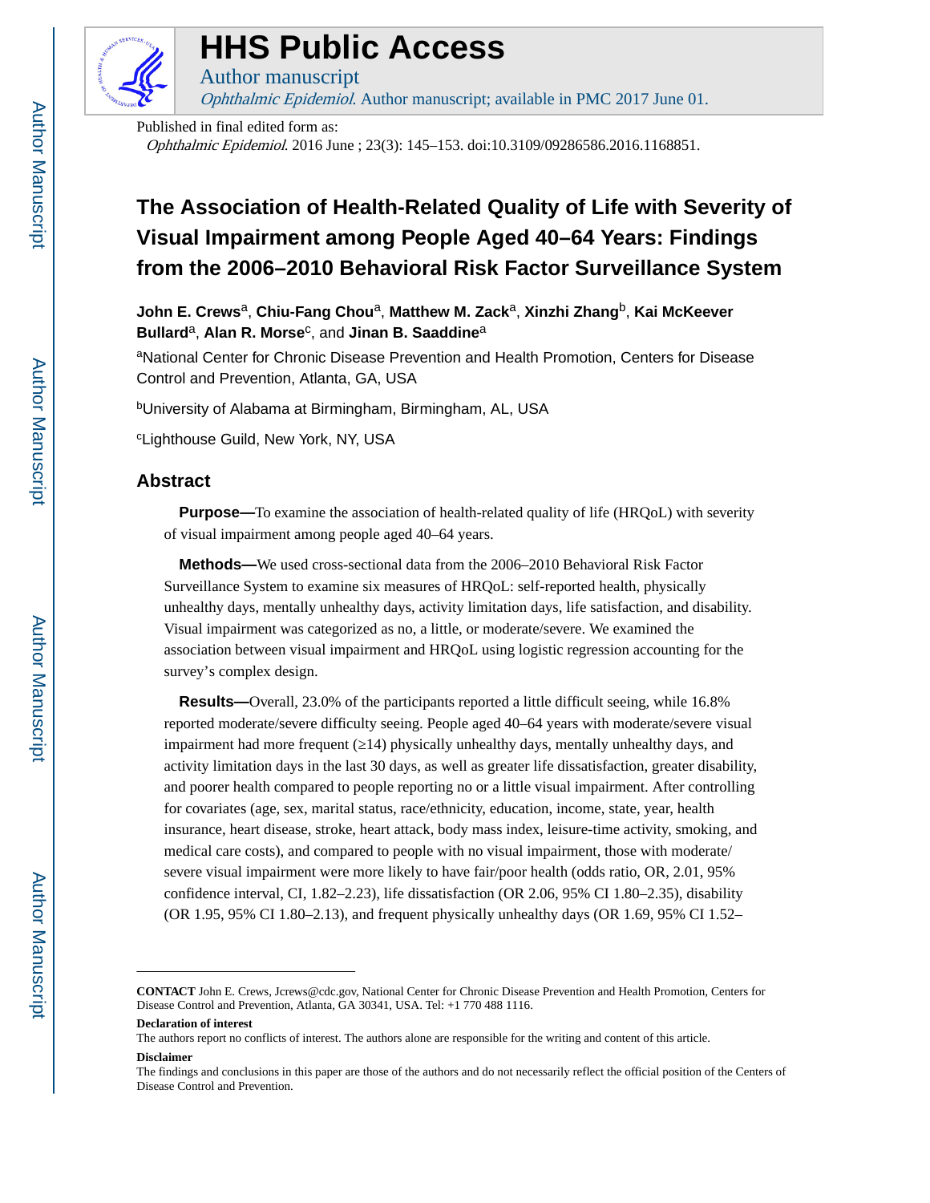# HHS Public Access

Author manuscript

*Ophthalmic Epidemiol*. Author manuscript; available in PMC 2017 June 01.

Published in final edited form as:

*Ophthalmic Epidemiol*. 2016 June ; 23(3): 145–153. doi:10.3109/09286586.2016.1168851.

# The Association of Health-Related Quality of Life with Severity of Visual Impairment among People Aged 40–64 Years: Findings from the 2006–2010 Behavioral Risk Factor Surveillance System

**John E. Crews**[a], **Chiu-Fang Chou**[a], **Matthew M. Zack**[a], **Xinzhi Zhang**[b], **Kai McKeever Bullard**[a], **Alan R. Morse**[c], and **Jinan B. Saaddine**[a]

[a]National Center for Chronic Disease Prevention and Health Promotion, Centers for Disease Control and Prevention, Atlanta, GA, USA

[b]University of Alabama at Birmingham, Birmingham, AL, USA

[c]Lighthouse Guild, New York, NY, USA

## Abstract

**Purpose—**To examine the association of health-related quality of life (HRQoL) with severity of visual impairment among people aged 40–64 years.

**Methods—**We used cross-sectional data from the 2006–2010 Behavioral Risk Factor Surveillance System to examine six measures of HRQoL: self-reported health, physically unhealthy days, mentally unhealthy days, activity limitation days, life satisfaction, and disability. Visual impairment was categorized as no, a little, or moderate/severe. We examined the association between visual impairment and HRQoL using logistic regression accounting for the survey's complex design.

**Results—**Overall, 23.0% of the participants reported a little difficult seeing, while 16.8% reported moderate/severe difficulty seeing. People aged 40–64 years with moderate/severe visual impairment had more frequent (≥14) physically unhealthy days, mentally unhealthy days, and activity limitation days in the last 30 days, as well as greater life dissatisfaction, greater disability, and poorer health compared to people reporting no or a little visual impairment. After controlling for covariates (age, sex, marital status, race/ethnicity, education, income, state, year, health insurance, heart disease, stroke, heart attack, body mass index, leisure-time activity, smoking, and medical care costs), and compared to people with no visual impairment, those with moderate/severe visual impairment were more likely to have fair/poor health (odds ratio, OR, 2.01, 95% confidence interval, CI, 1.82–2.23), life dissatisfaction (OR 2.06, 95% CI 1.80–2.35), disability (OR 1.95, 95% CI 1.80–2.13), and frequent physically unhealthy days (OR 1.69, 95% CI 1.52–

---

**CONTACT** John E. Crews, Jcrews@cdc.gov, National Center for Chronic Disease Prevention and Health Promotion, Centers for Disease Control and Prevention, Atlanta, GA 30341, USA. Tel: +1 770 488 1116.

**Declaration of interest**

The authors report no conflicts of interest. The authors alone are responsible for the writing and content of this article.

**Disclaimer**

The findings and conclusions in this paper are those of the authors and do not necessarily reflect the official position of the Centers of Disease Control and Prevention.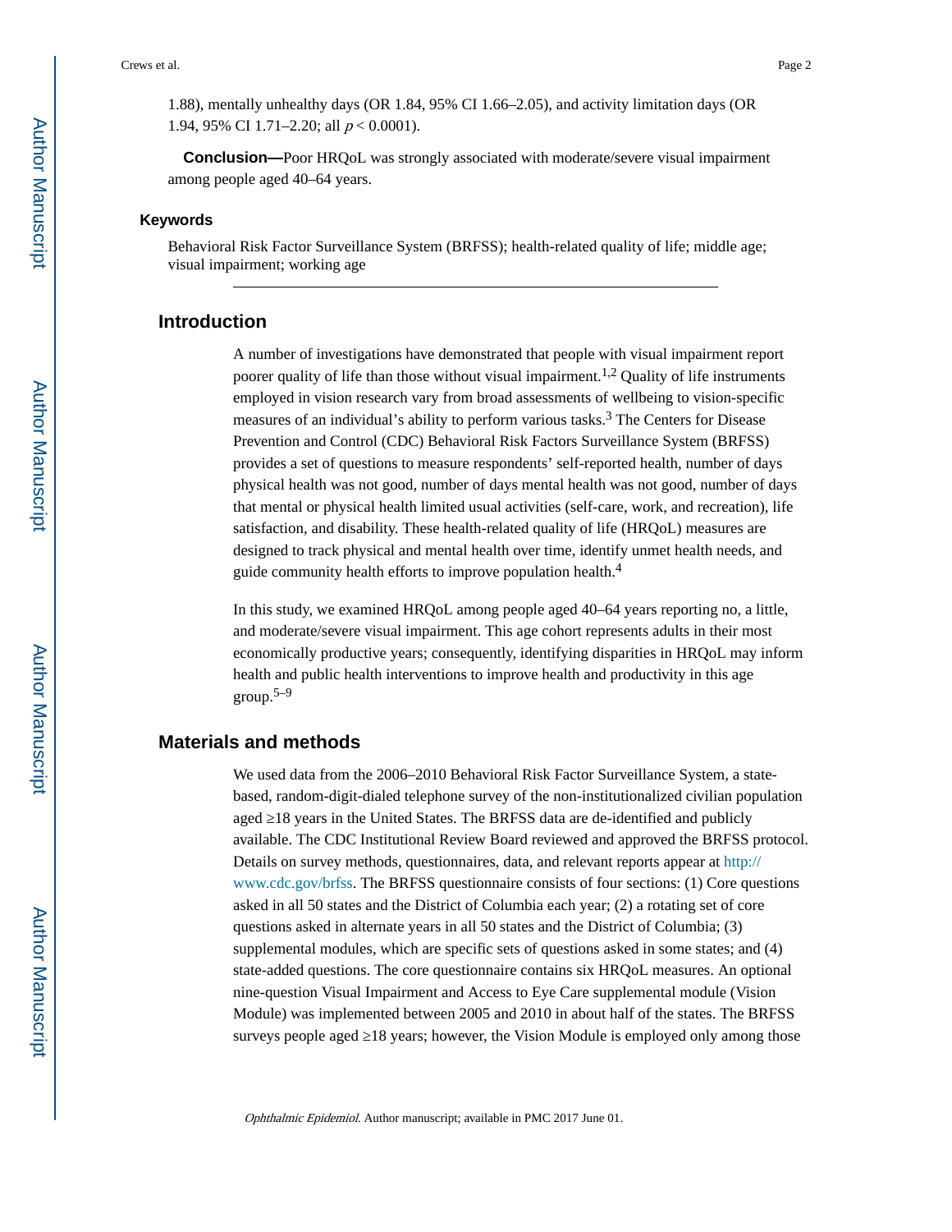1.88), mentally unhealthy days (OR 1.84, 95% CI 1.66–2.05), and activity limitation days (OR 1.94, 95% CI 1.71–2.20; all $p < 0.0001$).

**Conclusion—**Poor HRQoL was strongly associated with moderate/severe visual impairment among people aged 40–64 years.

### Keywords

Behavioral Risk Factor Surveillance System (BRFSS); health-related quality of life; middle age; visual impairment; working age

## Introduction

A number of investigations have demonstrated that people with visual impairment report poorer quality of life than those without visual impairment.[1,2] Quality of life instruments employed in vision research vary from broad assessments of wellbeing to vision-specific measures of an individual's ability to perform various tasks.[3] The Centers for Disease Prevention and Control (CDC) Behavioral Risk Factors Surveillance System (BRFSS) provides a set of questions to measure respondents' self-reported health, number of days physical health was not good, number of days mental health was not good, number of days that mental or physical health limited usual activities (self-care, work, and recreation), life satisfaction, and disability. These health-related quality of life (HRQoL) measures are designed to track physical and mental health over time, identify unmet health needs, and guide community health efforts to improve population health.[4]

In this study, we examined HRQoL among people aged 40–64 years reporting no, a little, and moderate/severe visual impairment. This age cohort represents adults in their most economically productive years; consequently, identifying disparities in HRQoL may inform health and public health interventions to improve health and productivity in this age group.[5–9]

## Materials and methods

We used data from the 2006–2010 Behavioral Risk Factor Surveillance System, a state-based, random-digit-dialed telephone survey of the non-institutionalized civilian population aged ≥18 years in the United States. The BRFSS data are de-identified and publicly available. The CDC Institutional Review Board reviewed and approved the BRFSS protocol. Details on survey methods, questionnaires, data, and relevant reports appear at http://www.cdc.gov/brfss. The BRFSS questionnaire consists of four sections: (1) Core questions asked in all 50 states and the District of Columbia each year; (2) a rotating set of core questions asked in alternate years in all 50 states and the District of Columbia; (3) supplemental modules, which are specific sets of questions asked in some states; and (4) state-added questions. The core questionnaire contains six HRQoL measures. An optional nine-question Visual Impairment and Access to Eye Care supplemental module (Vision Module) was implemented between 2005 and 2010 in about half of the states. The BRFSS surveys people aged ≥18 years; however, the Vision Module is employed only among those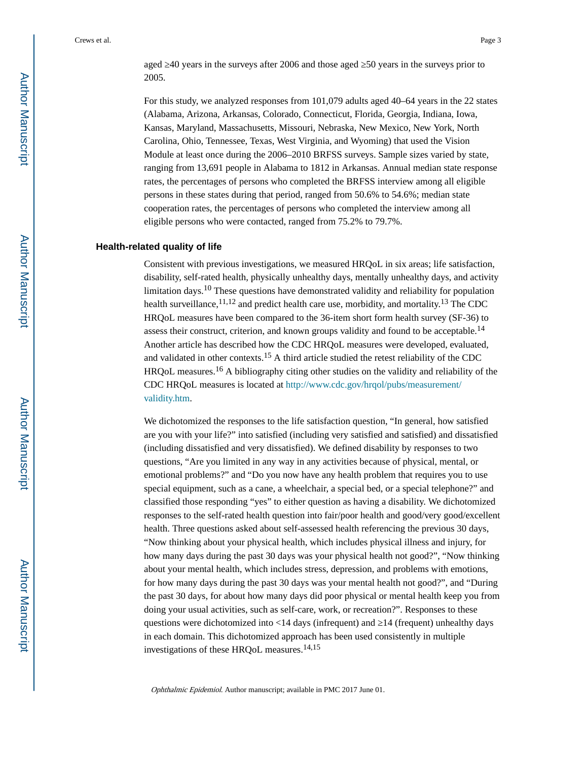aged ≥40 years in the surveys after 2006 and those aged ≥50 years in the surveys prior to 2005.

For this study, we analyzed responses from 101,079 adults aged 40–64 years in the 22 states (Alabama, Arizona, Arkansas, Colorado, Connecticut, Florida, Georgia, Indiana, Iowa, Kansas, Maryland, Massachusetts, Missouri, Nebraska, New Mexico, New York, North Carolina, Ohio, Tennessee, Texas, West Virginia, and Wyoming) that used the Vision Module at least once during the 2006–2010 BRFSS surveys. Sample sizes varied by state, ranging from 13,691 people in Alabama to 1812 in Arkansas. Annual median state response rates, the percentages of persons who completed the BRFSS interview among all eligible persons in these states during that period, ranged from 50.6% to 54.6%; median state cooperation rates, the percentages of persons who completed the interview among all eligible persons who were contacted, ranged from 75.2% to 79.7%.

### Health-related quality of life

Consistent with previous investigations, we measured HRQoL in six areas; life satisfaction, disability, self-rated health, physically unhealthy days, mentally unhealthy days, and activity limitation days.[10] These questions have demonstrated validity and reliability for population health surveillance,[11,12] and predict health care use, morbidity, and mortality.[13] The CDC HRQoL measures have been compared to the 36-item short form health survey (SF-36) to assess their construct, criterion, and known groups validity and found to be acceptable.[14] Another article has described how the CDC HRQoL measures were developed, evaluated, and validated in other contexts.[15] A third article studied the retest reliability of the CDC HRQoL measures.[16] A bibliography citing other studies on the validity and reliability of the CDC HRQoL measures is located at http://www.cdc.gov/hrqol/pubs/measurement/validity.htm.

We dichotomized the responses to the life satisfaction question, "In general, how satisfied are you with your life?" into satisfied (including very satisfied and satisfied) and dissatisfied (including dissatisfied and very dissatisfied). We defined disability by responses to two questions, "Are you limited in any way in any activities because of physical, mental, or emotional problems?" and "Do you now have any health problem that requires you to use special equipment, such as a cane, a wheelchair, a special bed, or a special telephone?" and classified those responding "yes" to either question as having a disability. We dichotomized responses to the self-rated health question into fair/poor health and good/very good/excellent health. Three questions asked about self-assessed health referencing the previous 30 days, "Now thinking about your physical health, which includes physical illness and injury, for how many days during the past 30 days was your physical health not good?", "Now thinking about your mental health, which includes stress, depression, and problems with emotions, for how many days during the past 30 days was your mental health not good?", and "During the past 30 days, for about how many days did poor physical or mental health keep you from doing your usual activities, such as self-care, work, or recreation?". Responses to these questions were dichotomized into <14 days (infrequent) and ≥14 (frequent) unhealthy days in each domain. This dichotomized approach has been used consistently in multiple investigations of these HRQoL measures.[14,15]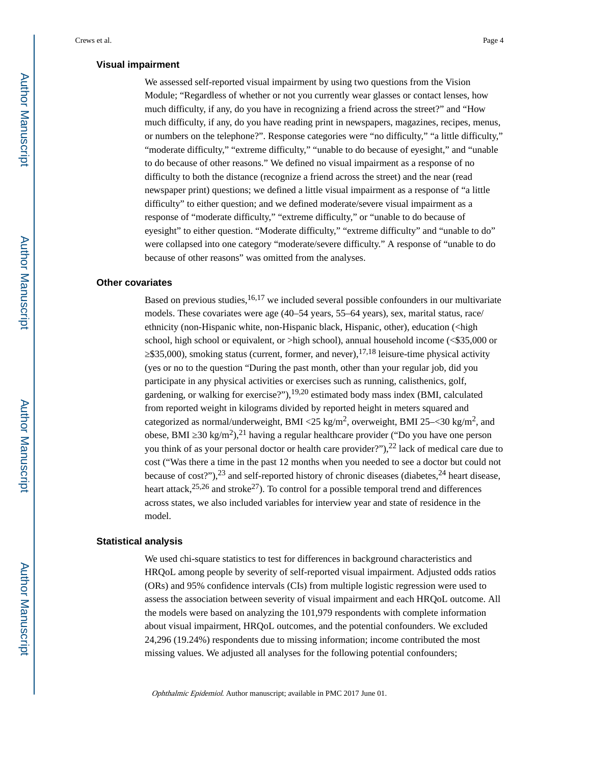### Visual impairment

We assessed self-reported visual impairment by using two questions from the Vision Module; "Regardless of whether or not you currently wear glasses or contact lenses, how much difficulty, if any, do you have in recognizing a friend across the street?" and "How much difficulty, if any, do you have reading print in newspapers, magazines, recipes, menus, or numbers on the telephone?". Response categories were "no difficulty," "a little difficulty," "moderate difficulty," "extreme difficulty," "unable to do because of eyesight," and "unable to do because of other reasons." We defined no visual impairment as a response of no difficulty to both the distance (recognize a friend across the street) and the near (read newspaper print) questions; we defined a little visual impairment as a response of "a little difficulty" to either question; and we defined moderate/severe visual impairment as a response of "moderate difficulty," "extreme difficulty," or "unable to do because of eyesight" to either question. "Moderate difficulty," "extreme difficulty" and "unable to do" were collapsed into one category "moderate/severe difficulty." A response of "unable to do because of other reasons" was omitted from the analyses.

### Other covariates

Based on previous studies,[16,17] we included several possible confounders in our multivariate models. These covariates were age (40–54 years, 55–64 years), sex, marital status, race/ethnicity (non-Hispanic white, non-Hispanic black, Hispanic, other), education (<high school, high school or equivalent, or >high school), annual household income (<$35,000 or ≥$35,000), smoking status (current, former, and never),[17,18] leisure-time physical activity (yes or no to the question "During the past month, other than your regular job, did you participate in any physical activities or exercises such as running, calisthenics, golf, gardening, or walking for exercise?"),[19,20] estimated body mass index (BMI, calculated from reported weight in kilograms divided by reported height in meters squared and categorized as normal/underweight, BMI <25 $kg/m^2$, overweight, BMI 25–<30 $kg/m^2$, and obese, BMI ≥30 $kg/m^2$),[21] having a regular healthcare provider ("Do you have one person you think of as your personal doctor or health care provider?"),[22] lack of medical care due to cost ("Was there a time in the past 12 months when you needed to see a doctor but could not because of cost?"),[23] and self-reported history of chronic diseases (diabetes,[24] heart disease, heart attack,[25,26] and stroke[27]). To control for a possible temporal trend and differences across states, we also included variables for interview year and state of residence in the model.

### Statistical analysis

We used chi-square statistics to test for differences in background characteristics and HRQoL among people by severity of self-reported visual impairment. Adjusted odds ratios (ORs) and 95% confidence intervals (CIs) from multiple logistic regression were used to assess the association between severity of visual impairment and each HRQoL outcome. All the models were based on analyzing the 101,979 respondents with complete information about visual impairment, HRQoL outcomes, and the potential confounders. We excluded 24,296 (19.24%) respondents due to missing information; income contributed the most missing values. We adjusted all analyses for the following potential confounders;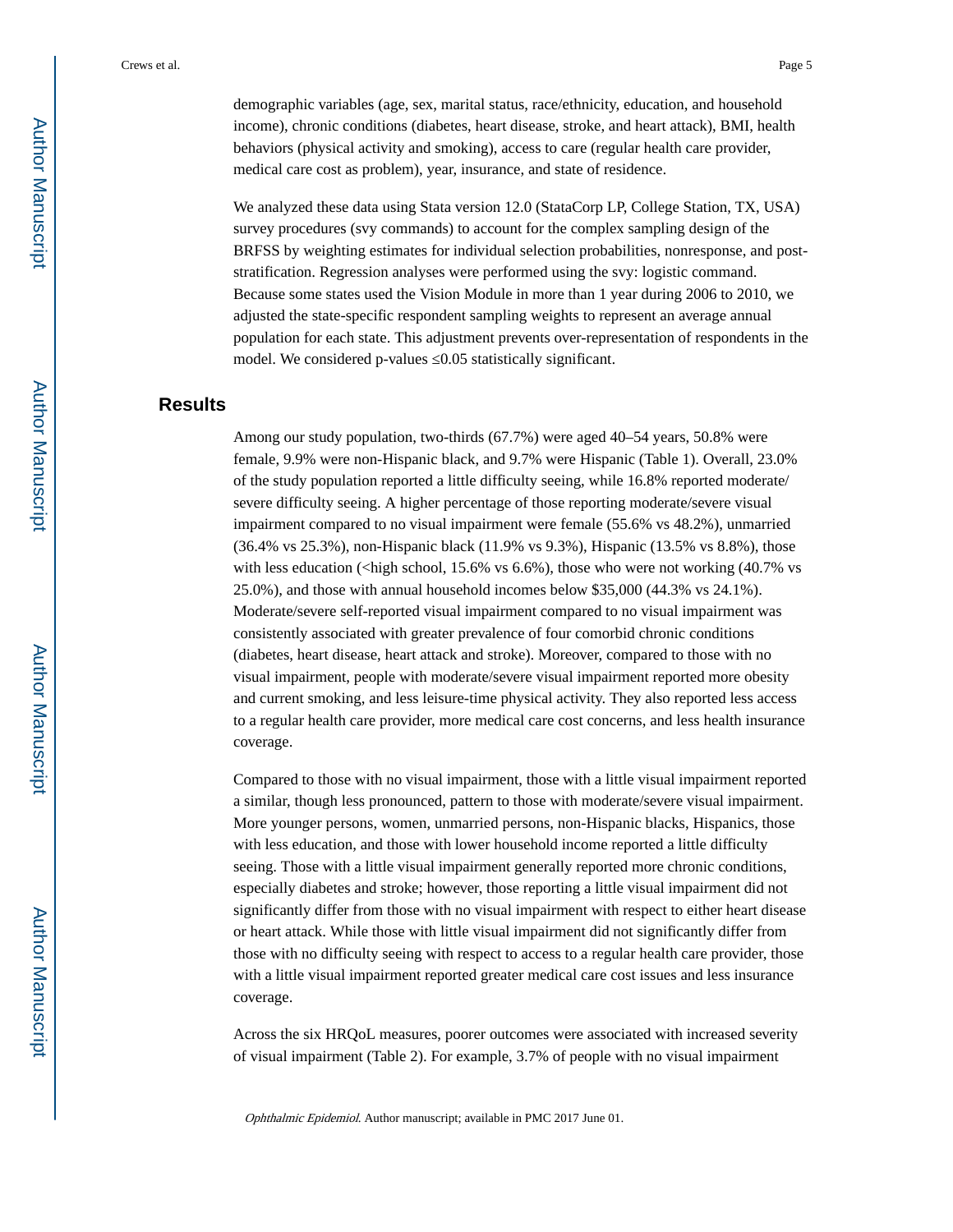demographic variables (age, sex, marital status, race/ethnicity, education, and household income), chronic conditions (diabetes, heart disease, stroke, and heart attack), BMI, health behaviors (physical activity and smoking), access to care (regular health care provider, medical care cost as problem), year, insurance, and state of residence.

We analyzed these data using Stata version 12.0 (StataCorp LP, College Station, TX, USA) survey procedures (svy commands) to account for the complex sampling design of the BRFSS by weighting estimates for individual selection probabilities, nonresponse, and post-stratification. Regression analyses were performed using the svy: logistic command. Because some states used the Vision Module in more than 1 year during 2006 to 2010, we adjusted the state-specific respondent sampling weights to represent an average annual population for each state. This adjustment prevents over-representation of respondents in the model. We considered p-values ≤0.05 statistically significant.

## Results

Among our study population, two-thirds (67.7%) were aged 40–54 years, 50.8% were female, 9.9% were non-Hispanic black, and 9.7% were Hispanic (Table 1). Overall, 23.0% of the study population reported a little difficulty seeing, while 16.8% reported moderate/severe difficulty seeing. A higher percentage of those reporting moderate/severe visual impairment compared to no visual impairment were female (55.6% vs 48.2%), unmarried (36.4% vs 25.3%), non-Hispanic black (11.9% vs 9.3%), Hispanic (13.5% vs 8.8%), those with less education (<high school, 15.6% vs 6.6%), those who were not working (40.7% vs 25.0%), and those with annual household incomes below $35,000 (44.3% vs 24.1%). Moderate/severe self-reported visual impairment compared to no visual impairment was consistently associated with greater prevalence of four comorbid chronic conditions (diabetes, heart disease, heart attack and stroke). Moreover, compared to those with no visual impairment, people with moderate/severe visual impairment reported more obesity and current smoking, and less leisure-time physical activity. They also reported less access to a regular health care provider, more medical care cost concerns, and less health insurance coverage.

Compared to those with no visual impairment, those with a little visual impairment reported a similar, though less pronounced, pattern to those with moderate/severe visual impairment. More younger persons, women, unmarried persons, non-Hispanic blacks, Hispanics, those with less education, and those with lower household income reported a little difficulty seeing. Those with a little visual impairment generally reported more chronic conditions, especially diabetes and stroke; however, those reporting a little visual impairment did not significantly differ from those with no visual impairment with respect to either heart disease or heart attack. While those with little visual impairment did not significantly differ from those with no difficulty seeing with respect to access to a regular health care provider, those with a little visual impairment reported greater medical care cost issues and less insurance coverage.

Across the six HRQoL measures, poorer outcomes were associated with increased severity of visual impairment (Table 2). For example, 3.7% of people with no visual impairment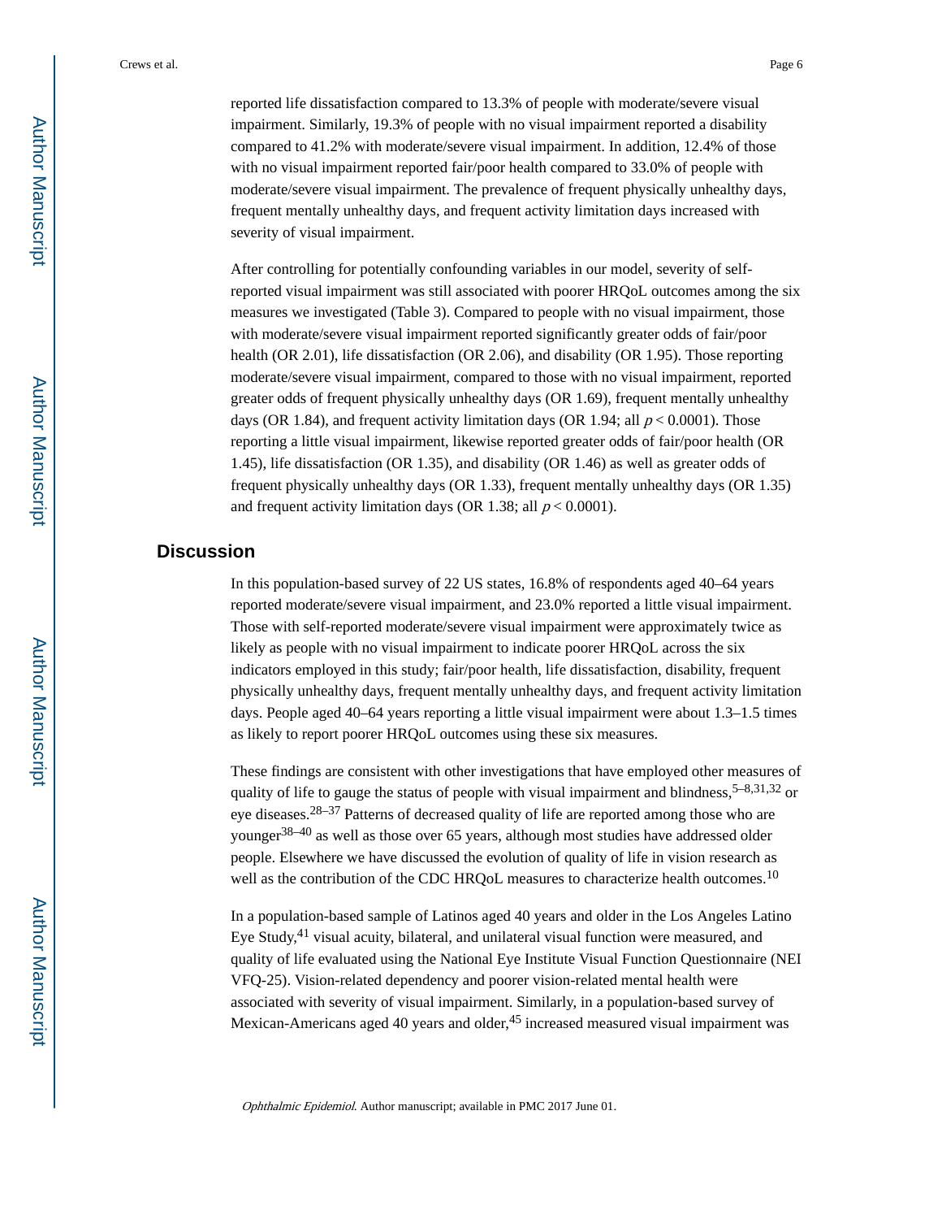reported life dissatisfaction compared to 13.3% of people with moderate/severe visual impairment. Similarly, 19.3% of people with no visual impairment reported a disability compared to 41.2% with moderate/severe visual impairment. In addition, 12.4% of those with no visual impairment reported fair/poor health compared to 33.0% of people with moderate/severe visual impairment. The prevalence of frequent physically unhealthy days, frequent mentally unhealthy days, and frequent activity limitation days increased with severity of visual impairment.

After controlling for potentially confounding variables in our model, severity of self-reported visual impairment was still associated with poorer HRQoL outcomes among the six measures we investigated (Table 3). Compared to people with no visual impairment, those with moderate/severe visual impairment reported significantly greater odds of fair/poor health (OR 2.01), life dissatisfaction (OR 2.06), and disability (OR 1.95). Those reporting moderate/severe visual impairment, compared to those with no visual impairment, reported greater odds of frequent physically unhealthy days (OR 1.69), frequent mentally unhealthy days (OR 1.84), and frequent activity limitation days (OR 1.94; all $p < 0.0001$). Those reporting a little visual impairment, likewise reported greater odds of fair/poor health (OR 1.45), life dissatisfaction (OR 1.35), and disability (OR 1.46) as well as greater odds of frequent physically unhealthy days (OR 1.33), frequent mentally unhealthy days (OR 1.35) and frequent activity limitation days (OR 1.38; all $p < 0.0001$).

## Discussion

In this population-based survey of 22 US states, 16.8% of respondents aged 40–64 years reported moderate/severe visual impairment, and 23.0% reported a little visual impairment. Those with self-reported moderate/severe visual impairment were approximately twice as likely as people with no visual impairment to indicate poorer HRQoL across the six indicators employed in this study; fair/poor health, life dissatisfaction, disability, frequent physically unhealthy days, frequent mentally unhealthy days, and frequent activity limitation days. People aged 40–64 years reporting a little visual impairment were about 1.3–1.5 times as likely to report poorer HRQoL outcomes using these six measures.

These findings are consistent with other investigations that have employed other measures of quality of life to gauge the status of people with visual impairment and blindness,[5–8,31,32] or eye diseases.[28–37] Patterns of decreased quality of life are reported among those who are younger[38–40] as well as those over 65 years, although most studies have addressed older people. Elsewhere we have discussed the evolution of quality of life in vision research as well as the contribution of the CDC HRQoL measures to characterize health outcomes.[10]

In a population-based sample of Latinos aged 40 years and older in the Los Angeles Latino Eye Study,[41] visual acuity, bilateral, and unilateral visual function were measured, and quality of life evaluated using the National Eye Institute Visual Function Questionnaire (NEI VFQ-25). Vision-related dependency and poorer vision-related mental health were associated with severity of visual impairment. Similarly, in a population-based survey of Mexican-Americans aged 40 years and older,[45] increased measured visual impairment was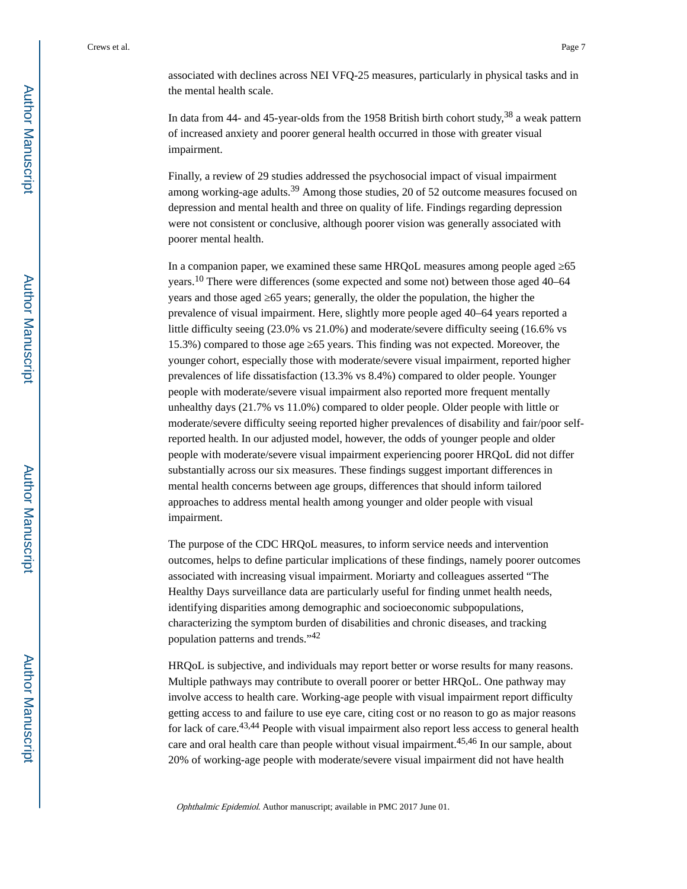associated with declines across NEI VFQ-25 measures, particularly in physical tasks and in the mental health scale.

In data from 44- and 45-year-olds from the 1958 British birth cohort study,[38] a weak pattern of increased anxiety and poorer general health occurred in those with greater visual impairment.

Finally, a review of 29 studies addressed the psychosocial impact of visual impairment among working-age adults.[39] Among those studies, 20 of 52 outcome measures focused on depression and mental health and three on quality of life. Findings regarding depression were not consistent or conclusive, although poorer vision was generally associated with poorer mental health.

In a companion paper, we examined these same HRQoL measures among people aged ≥65 years.[10] There were differences (some expected and some not) between those aged 40–64 years and those aged ≥65 years; generally, the older the population, the higher the prevalence of visual impairment. Here, slightly more people aged 40–64 years reported a little difficulty seeing (23.0% vs 21.0%) and moderate/severe difficulty seeing (16.6% vs 15.3%) compared to those age ≥65 years. This finding was not expected. Moreover, the younger cohort, especially those with moderate/severe visual impairment, reported higher prevalences of life dissatisfaction (13.3% vs 8.4%) compared to older people. Younger people with moderate/severe visual impairment also reported more frequent mentally unhealthy days (21.7% vs 11.0%) compared to older people. Older people with little or moderate/severe difficulty seeing reported higher prevalences of disability and fair/poor self-reported health. In our adjusted model, however, the odds of younger people and older people with moderate/severe visual impairment experiencing poorer HRQoL did not differ substantially across our six measures. These findings suggest important differences in mental health concerns between age groups, differences that should inform tailored approaches to address mental health among younger and older people with visual impairment.

The purpose of the CDC HRQoL measures, to inform service needs and intervention outcomes, helps to define particular implications of these findings, namely poorer outcomes associated with increasing visual impairment. Moriarty and colleagues asserted "The Healthy Days surveillance data are particularly useful for finding unmet health needs, identifying disparities among demographic and socioeconomic subpopulations, characterizing the symptom burden of disabilities and chronic diseases, and tracking population patterns and trends."[42]

HRQoL is subjective, and individuals may report better or worse results for many reasons. Multiple pathways may contribute to overall poorer or better HRQoL. One pathway may involve access to health care. Working-age people with visual impairment report difficulty getting access to and failure to use eye care, citing cost or no reason to go as major reasons for lack of care.[43,44] People with visual impairment also report less access to general health care and oral health care than people without visual impairment.[45,46] In our sample, about 20% of working-age people with moderate/severe visual impairment did not have health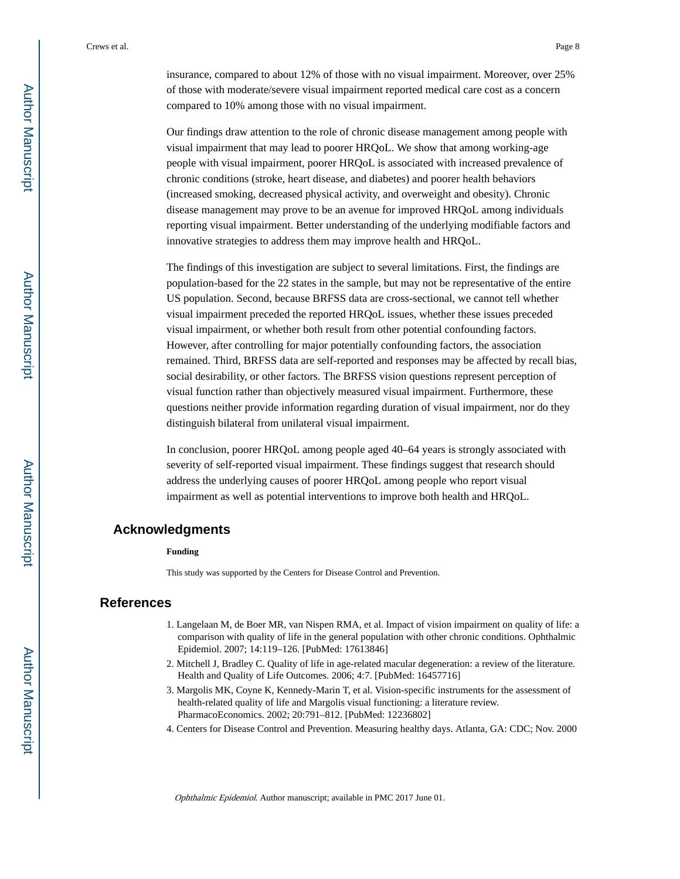insurance, compared to about 12% of those with no visual impairment. Moreover, over 25% of those with moderate/severe visual impairment reported medical care cost as a concern compared to 10% among those with no visual impairment.

Our findings draw attention to the role of chronic disease management among people with visual impairment that may lead to poorer HRQoL. We show that among working-age people with visual impairment, poorer HRQoL is associated with increased prevalence of chronic conditions (stroke, heart disease, and diabetes) and poorer health behaviors (increased smoking, decreased physical activity, and overweight and obesity). Chronic disease management may prove to be an avenue for improved HRQoL among individuals reporting visual impairment. Better understanding of the underlying modifiable factors and innovative strategies to address them may improve health and HRQoL.

The findings of this investigation are subject to several limitations. First, the findings are population-based for the 22 states in the sample, but may not be representative of the entire US population. Second, because BRFSS data are cross-sectional, we cannot tell whether visual impairment preceded the reported HRQoL issues, whether these issues preceded visual impairment, or whether both result from other potential confounding factors. However, after controlling for major potentially confounding factors, the association remained. Third, BRFSS data are self-reported and responses may be affected by recall bias, social desirability, or other factors. The BRFSS vision questions represent perception of visual function rather than objectively measured visual impairment. Furthermore, these questions neither provide information regarding duration of visual impairment, nor do they distinguish bilateral from unilateral visual impairment.

In conclusion, poorer HRQoL among people aged 40–64 years is strongly associated with severity of self-reported visual impairment. These findings suggest that research should address the underlying causes of poorer HRQoL among people who report visual impairment as well as potential interventions to improve both health and HRQoL.

## Acknowledgments

**Funding**

This study was supported by the Centers for Disease Control and Prevention.

## References

1. Langelaan M, de Boer MR, van Nispen RMA, et al. Impact of vision impairment on quality of life: a comparison with quality of life in the general population with other chronic conditions. Ophthalmic Epidemiol. 2007; 14:119–126. [PubMed: 17613846]
2. Mitchell J, Bradley C. Quality of life in age-related macular degeneration: a review of the literature. Health and Quality of Life Outcomes. 2006; 4:7. [PubMed: 16457716]
3. Margolis MK, Coyne K, Kennedy-Marin T, et al. Vision-specific instruments for the assessment of health-related quality of life and Margolis visual functioning: a literature review. PharmacoEconomics. 2002; 20:791–812. [PubMed: 12236802]
4. Centers for Disease Control and Prevention. Measuring healthy days. Atlanta, GA: CDC; Nov. 2000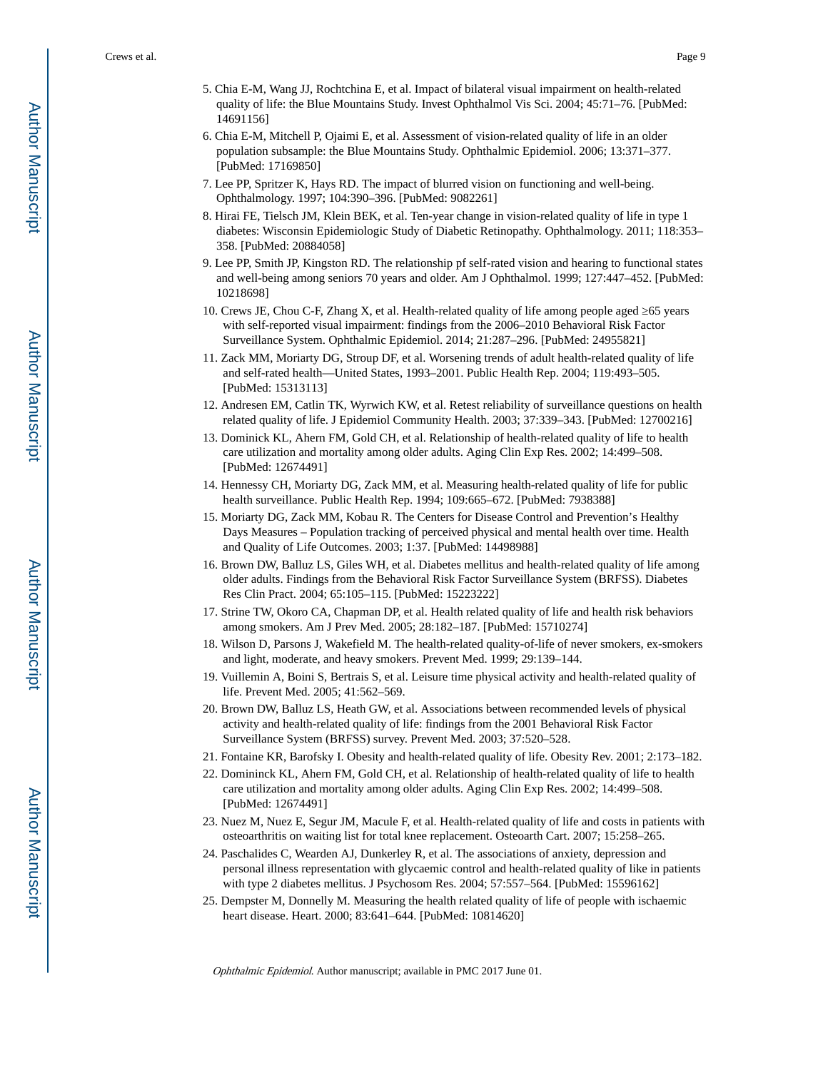5. Chia E-M, Wang JJ, Rochtchina E, et al. Impact of bilateral visual impairment on health-related quality of life: the Blue Mountains Study. Invest Ophthalmol Vis Sci. 2004; 45:71–76. [PubMed: 14691156]
6. Chia E-M, Mitchell P, Ojaimi E, et al. Assessment of vision-related quality of life in an older population subsample: the Blue Mountains Study. Ophthalmic Epidemiol. 2006; 13:371–377. [PubMed: 17169850]
7. Lee PP, Spritzer K, Hays RD. The impact of blurred vision on functioning and well-being. Ophthalmology. 1997; 104:390–396. [PubMed: 9082261]
8. Hirai FE, Tielsch JM, Klein BEK, et al. Ten-year change in vision-related quality of life in type 1 diabetes: Wisconsin Epidemiologic Study of Diabetic Retinopathy. Ophthalmology. 2011; 118:353–358. [PubMed: 20884058]
9. Lee PP, Smith JP, Kingston RD. The relationship pf self-rated vision and hearing to functional states and well-being among seniors 70 years and older. Am J Ophthalmol. 1999; 127:447–452. [PubMed: 10218698]
10. Crews JE, Chou C-F, Zhang X, et al. Health-related quality of life among people aged ≥65 years with self-reported visual impairment: findings from the 2006–2010 Behavioral Risk Factor Surveillance System. Ophthalmic Epidemiol. 2014; 21:287–296. [PubMed: 24955821]
11. Zack MM, Moriarty DG, Stroup DF, et al. Worsening trends of adult health-related quality of life and self-rated health—United States, 1993–2001. Public Health Rep. 2004; 119:493–505. [PubMed: 15313113]
12. Andresen EM, Catlin TK, Wyrwich KW, et al. Retest reliability of surveillance questions on health related quality of life. J Epidemiol Community Health. 2003; 37:339–343. [PubMed: 12700216]
13. Dominick KL, Ahern FM, Gold CH, et al. Relationship of health-related quality of life to health care utilization and mortality among older adults. Aging Clin Exp Res. 2002; 14:499–508. [PubMed: 12674491]
14. Hennessy CH, Moriarty DG, Zack MM, et al. Measuring health-related quality of life for public health surveillance. Public Health Rep. 1994; 109:665–672. [PubMed: 7938388]
15. Moriarty DG, Zack MM, Kobau R. The Centers for Disease Control and Prevention's Healthy Days Measures – Population tracking of perceived physical and mental health over time. Health and Quality of Life Outcomes. 2003; 1:37. [PubMed: 14498988]
16. Brown DW, Balluz LS, Giles WH, et al. Diabetes mellitus and health-related quality of life among older adults. Findings from the Behavioral Risk Factor Surveillance System (BRFSS). Diabetes Res Clin Pract. 2004; 65:105–115. [PubMed: 15223222]
17. Strine TW, Okoro CA, Chapman DP, et al. Health related quality of life and health risk behaviors among smokers. Am J Prev Med. 2005; 28:182–187. [PubMed: 15710274]
18. Wilson D, Parsons J, Wakefield M. The health-related quality-of-life of never smokers, ex-smokers and light, moderate, and heavy smokers. Prevent Med. 1999; 29:139–144.
19. Vuillemin A, Boini S, Bertrais S, et al. Leisure time physical activity and health-related quality of life. Prevent Med. 2005; 41:562–569.
20. Brown DW, Balluz LS, Heath GW, et al. Associations between recommended levels of physical activity and health-related quality of life: findings from the 2001 Behavioral Risk Factor Surveillance System (BRFSS) survey. Prevent Med. 2003; 37:520–528.
21. Fontaine KR, Barofsky I. Obesity and health-related quality of life. Obesity Rev. 2001; 2:173–182.
22. Domininck KL, Ahern FM, Gold CH, et al. Relationship of health-related quality of life to health care utilization and mortality among older adults. Aging Clin Exp Res. 2002; 14:499–508. [PubMed: 12674491]
23. Nuez M, Nuez E, Segur JM, Macule F, et al. Health-related quality of life and costs in patients with osteoarthritis on waiting list for total knee replacement. Osteoarth Cart. 2007; 15:258–265.
24. Paschalides C, Wearden AJ, Dunkerley R, et al. The associations of anxiety, depression and personal illness representation with glycaemic control and health-related quality of like in patients with type 2 diabetes mellitus. J Psychosom Res. 2004; 57:557–564. [PubMed: 15596162]
25. Dempster M, Donnelly M. Measuring the health related quality of life of people with ischaemic heart disease. Heart. 2000; 83:641–644. [PubMed: 10814620]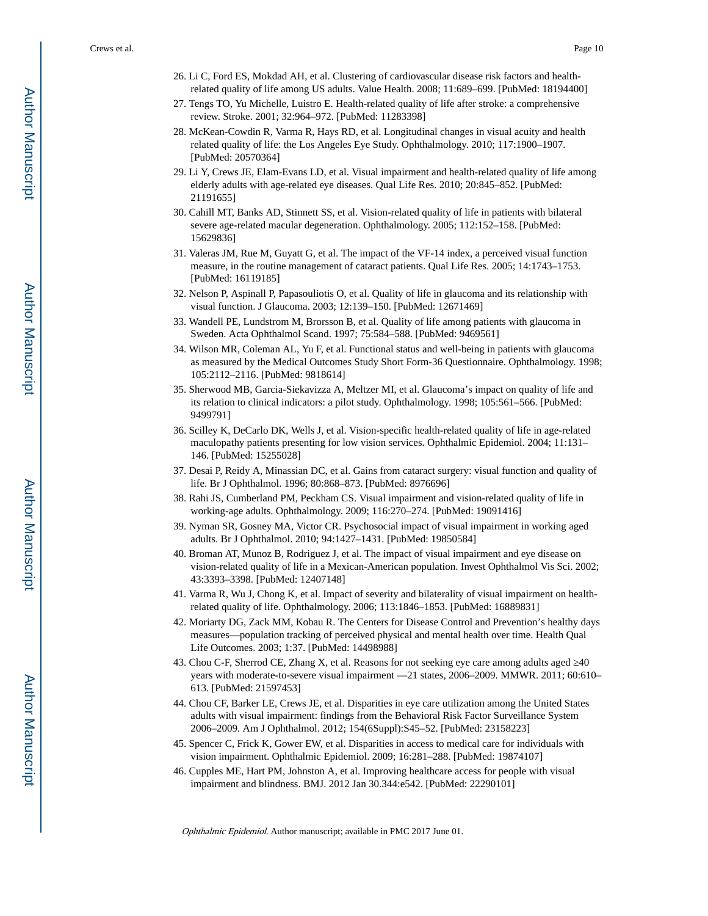26. Li C, Ford ES, Mokdad AH, et al. Clustering of cardiovascular disease risk factors and health-related quality of life among US adults. Value Health. 2008; 11:689–699. [PubMed: 18194400]
27. Tengs TO, Yu Michelle, Luistro E. Health-related quality of life after stroke: a comprehensive review. Stroke. 2001; 32:964–972. [PubMed: 11283398]
28. McKean-Cowdin R, Varma R, Hays RD, et al. Longitudinal changes in visual acuity and health related quality of life: the Los Angeles Eye Study. Ophthalmology. 2010; 117:1900–1907. [PubMed: 20570364]
29. Li Y, Crews JE, Elam-Evans LD, et al. Visual impairment and health-related quality of life among elderly adults with age-related eye diseases. Qual Life Res. 2010; 20:845–852. [PubMed: 21191655]
30. Cahill MT, Banks AD, Stinnett SS, et al. Vision-related quality of life in patients with bilateral severe age-related macular degeneration. Ophthalmology. 2005; 112:152–158. [PubMed: 15629836]
31. Valeras JM, Rue M, Guyatt G, et al. The impact of the VF-14 index, a perceived visual function measure, in the routine management of cataract patients. Qual Life Res. 2005; 14:1743–1753. [PubMed: 16119185]
32. Nelson P, Aspinall P, Papasouliotis O, et al. Quality of life in glaucoma and its relationship with visual function. J Glaucoma. 2003; 12:139–150. [PubMed: 12671469]
33. Wandell PE, Lundstrom M, Brorsson B, et al. Quality of life among patients with glaucoma in Sweden. Acta Ophthalmol Scand. 1997; 75:584–588. [PubMed: 9469561]
34. Wilson MR, Coleman AL, Yu F, et al. Functional status and well-being in patients with glaucoma as measured by the Medical Outcomes Study Short Form-36 Questionnaire. Ophthalmology. 1998; 105:2112–2116. [PubMed: 9818614]
35. Sherwood MB, Garcia-Siekavizza A, Meltzer MI, et al. Glaucoma's impact on quality of life and its relation to clinical indicators: a pilot study. Ophthalmology. 1998; 105:561–566. [PubMed: 9499791]
36. Scilley K, DeCarlo DK, Wells J, et al. Vision-specific health-related quality of life in age-related maculopathy patients presenting for low vision services. Ophthalmic Epidemiol. 2004; 11:131–146. [PubMed: 15255028]
37. Desai P, Reidy A, Minassian DC, et al. Gains from cataract surgery: visual function and quality of life. Br J Ophthalmol. 1996; 80:868–873. [PubMed: 8976696]
38. Rahi JS, Cumberland PM, Peckham CS. Visual impairment and vision-related quality of life in working-age adults. Ophthalmology. 2009; 116:270–274. [PubMed: 19091416]
39. Nyman SR, Gosney MA, Victor CR. Psychosocial impact of visual impairment in working aged adults. Br J Ophthalmol. 2010; 94:1427–1431. [PubMed: 19850584]
40. Broman AT, Munoz B, Rodriguez J, et al. The impact of visual impairment and eye disease on vision-related quality of life in a Mexican-American population. Invest Ophthalmol Vis Sci. 2002; 43:3393–3398. [PubMed: 12407148]
41. Varma R, Wu J, Chong K, et al. Impact of severity and bilaterality of visual impairment on health-related quality of life. Ophthalmology. 2006; 113:1846–1853. [PubMed: 16889831]
42. Moriarty DG, Zack MM, Kobau R. The Centers for Disease Control and Prevention's healthy days measures—population tracking of perceived physical and mental health over time. Health Qual Life Outcomes. 2003; 1:37. [PubMed: 14498988]
43. Chou C-F, Sherrod CE, Zhang X, et al. Reasons for not seeking eye care among adults aged ≥40 years with moderate-to-severe visual impairment —21 states, 2006–2009. MMWR. 2011; 60:610–613. [PubMed: 21597453]
44. Chou CF, Barker LE, Crews JE, et al. Disparities in eye care utilization among the United States adults with visual impairment: findings from the Behavioral Risk Factor Surveillance System 2006–2009. Am J Ophthalmol. 2012; 154(6Suppl):S45–52. [PubMed: 23158223]
45. Spencer C, Frick K, Gower EW, et al. Disparities in access to medical care for individuals with vision impairment. Ophthalmic Epidemiol. 2009; 16:281–288. [PubMed: 19874107]
46. Cupples ME, Hart PM, Johnston A, et al. Improving healthcare access for people with visual impairment and blindness. BMJ. 2012 Jan 30.344:e542. [PubMed: 22290101]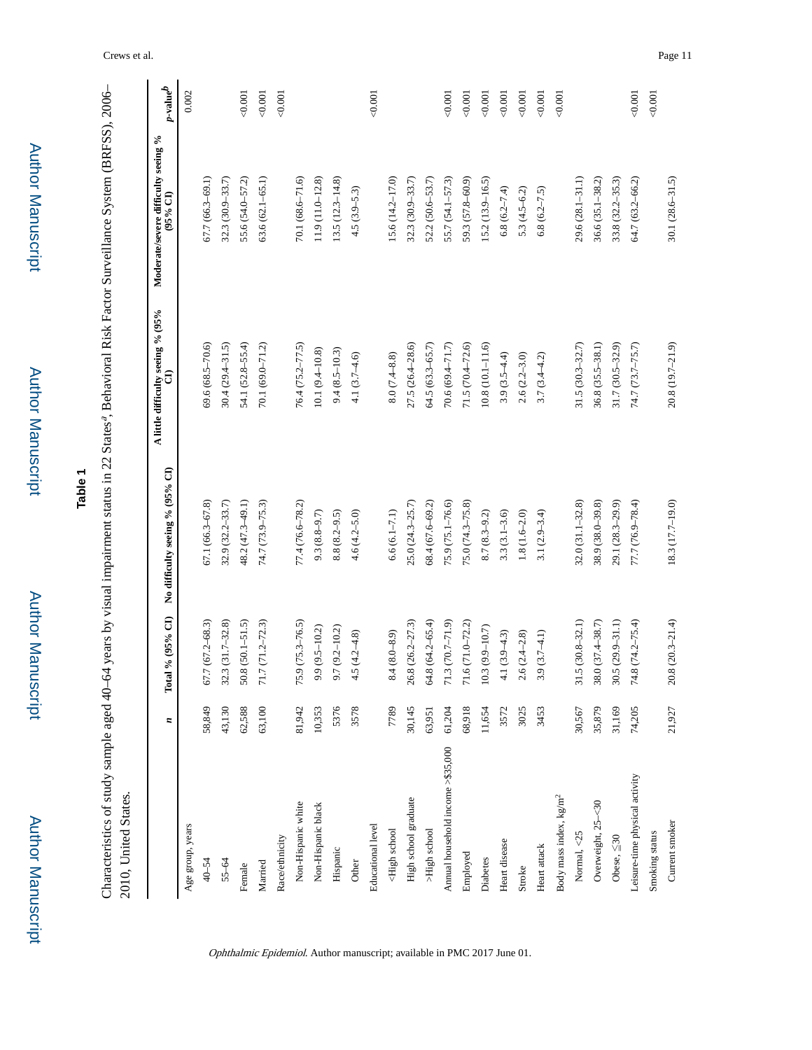## Table 1

Characteristics of study sample aged 40–64 years by visual impairment status in 22 States[a], Behavioral Risk Factor Surveillance System (BRFSS), 2006–2010, United States.

| | *n* | Total % (95% CI) | No difficulty seeing % (95% CI) | A little difficulty seeing % (95% CI) | Moderate/severe difficulty seeing % (95% CI) | *p*-value[b] |
|---|---|---|---|---|---|---|
| Age group, years | | | | | | 0.002 |
| 40–54 | 58,849 | 67.7 (67.2–68.3) | 67.1 (66.3–67.8) | 69.6 (68.5–70.6) | 67.7 (66.3–69.1) | |
| 55–64 | 43,130 | 32.3 (31.7–32.8) | 32.9 (32.2–33.7) | 30.4 (29.4–31.5) | 32.3 (30.9–33.7) | |
| Female | 62,588 | 50.8 (50.1–51.5) | 48.2 (47.3–49.1) | 54.1 (52.8–55.4) | 55.6 (54.0–57.2) | <0.001 |
| Married | 63,100 | 71.7 (71.2–72.3) | 74.7 (73.9–75.3) | 70.1 (69.0–71.2) | 63.6 (62.1–65.1) | <0.001 |
| Race/ethnicity | | | | | | <0.001 |
| Non-Hispanic white | 81,942 | 75.9 (75.3–76.5) | 77.4 (76.6–78.2) | 76.4 (75.2–77.5) | 70.1 (68.6–71.6) | |
| Non-Hispanic black | 10,353 | 9.9 (9.5–10.2) | 9.3 (8.8–9.7) | 10.1 (9.4–10.8) | 11.9 (11.0–12.8) | |
| Hispanic | 5376 | 9.7 (9.2–10.2) | 8.8 (8.2–9.5) | 9.4 (8.5–10.3) | 13.5 (12.3–14.8) | |
| Other | 3578 | 4.5 (4.2–4.8) | 4.6 (4.2–5.0) | 4.1 (3.7–4.6) | 4.5 (3.9–5.3) | |
| Educational level | | | | | | <0.001 |
| <High school | 7789 | 8.4 (8.0–8.9) | 6.6 (6.1–7.1) | 8.0 (7.4–8.8) | 15.6 (14.2–17.0) | |
| High school graduate | 30,145 | 26.8 (26.2–27.3) | 25.0 (24.3–25.7) | 27.5 (26.4–28.6) | 32.3 (30.9–33.7) | |
| >High school | 63,951 | 64.8 (64.2–65.4) | 68.4 (67.6–69.2) | 64.5 (63.3–65.7) | 52.2 (50.6–53.7) | |
| Annual household income >$35,000 | 61,204 | 71.3 (70.7–71.9) | 75.9 (75.1–76.6) | 70.6 (69.4–71.7) | 55.7 (54.1–57.3) | <0.001 |
| Employed | 68,918 | 71.6 (71.0–72.2) | 75.0 (74.3–75.8) | 71.5 (70.4–72.6) | 59.3 (57.8–60.9) | <0.001 |
| Diabetes | 11,654 | 10.3 (9.9–10.7) | 8.7 (8.3–9.2) | 10.8 (10.1–11.6) | 15.2 (13.9–16.5) | <0.001 |
| Heart disease | 3572 | 4.1 (3.9–4.3) | 3.3 (3.1–3.6) | 3.9 (3.5–4.4) | 6.8 (6.2–7.4) | <0.001 |
| Stroke | 3025 | 2.6 (2.4–2.8) | 1.8 (1.6–2.0) | 2.6 (2.2–3.0) | 5.3 (4.5–6.2) | <0.001 |
| Heart attack | 3453 | 3.9 (3.7–4.1) | 3.1 (2.9–3.4) | 3.7 (3.4–4.2) | 6.8 (6.2–7.5) | <0.001 |
| Body mass index, kg/m$^2$ | | | | | | <0.001 |
| Normal, <25 | 30,567 | 31.5 (30.8–32.1) | 32.0 (31.1–32.8) | 31.5 (30.3–32.7) | 29.6 (28.1–31.1) | |
| Overweight, 25–<30 | 35,879 | 38.0 (37.4–38.7) | 38.9 (38.0–39.8) | 36.8 (35.5–38.1) | 36.6 (35.1–38.2) | |
| Obese, ≧30 | 31,169 | 30.5 (29.9–31.1) | 29.1 (28.3–29.9) | 31.7 (30.5–32.9) | 33.8 (32.2–35.3) | |
| Leisure-time physical activity | 74,205 | 74.8 (74.2–75.4) | 77.7 (76.9–78.4) | 74.7 (73.7–75.7) | 64.7 (63.2–66.2) | <0.001 |
| Smoking status | | | | | | <0.001 |
| Current smoker | 21,927 | 20.8 (20.3–21.4) | 18.3 (17.7–19.0) | 20.8 (19.7–21.9) | 30.1 (28.6–31.5) | |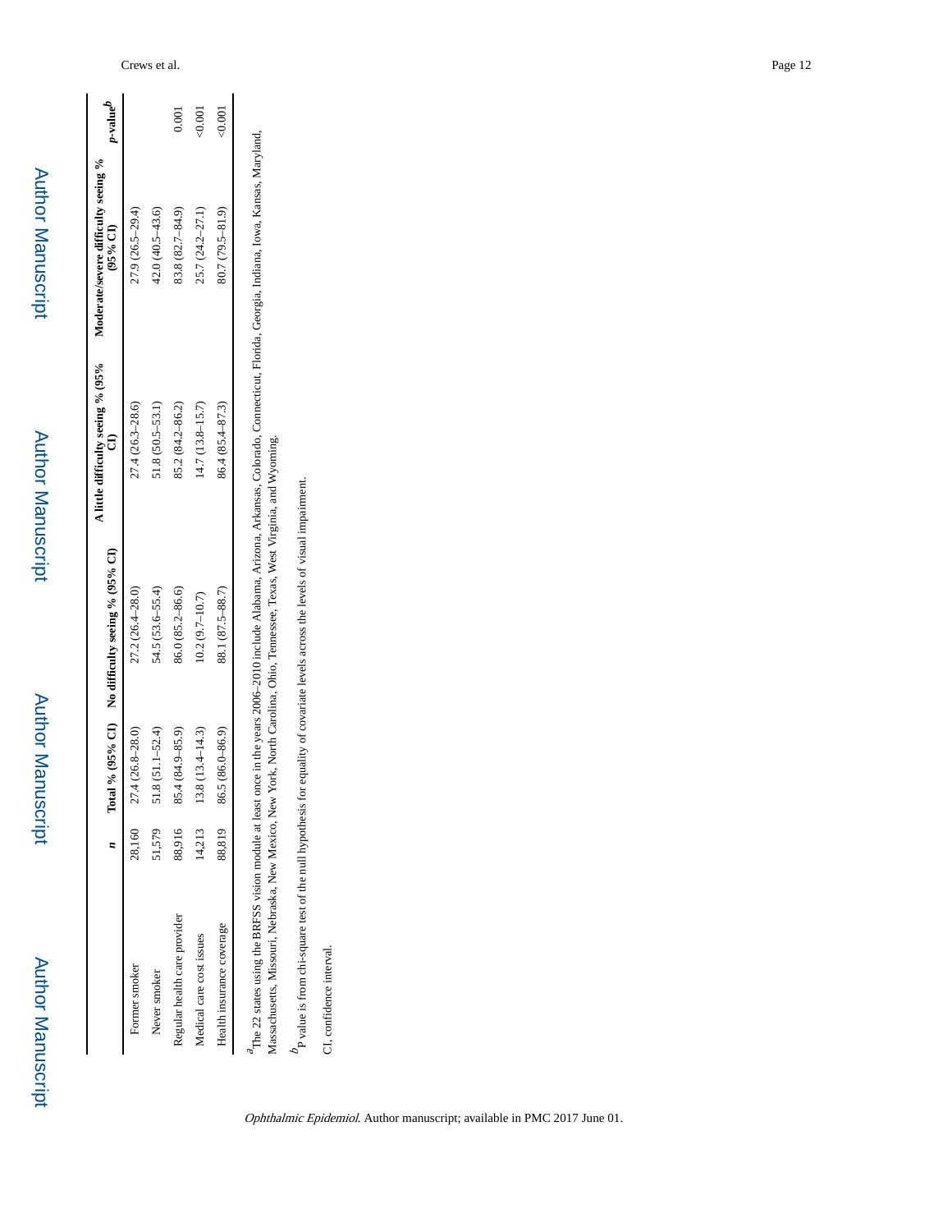|  | n | Total % (95% CI) | No difficulty seeing % (95% CI) | A little difficulty seeing % (95% CI) | Moderate/severe difficulty seeing % (95% CI) | p-value[b] |
|---|---|---|---|---|---|---|
| Former smoker | 28,160 | 27.4 (26.8–28.0) | 27.2 (26.4–28.0) | 27.4 (26.3–28.6) | 27.9 (26.5–29.4) |  |
| Never smoker | 51,579 | 51.8 (51.1–52.4) | 54.5 (53.6–55.4) | 51.8 (50.5–53.1) | 42.0 (40.5–43.6) |  |
| Regular health care provider | 88,916 | 85.4 (84.9–85.9) | 86.0 (85.2–86.6) | 85.2 (84.2–86.2) | 83.8 (82.7–84.9) | 0.001 |
| Medical care cost issues | 14,213 | 13.8 (13.4–14.3) | 10.2 (9.7–10.7) | 14.7 (13.8–15.7) | 25.7 (24.2–27.1) | <0.001 |
| Health insurance coverage | 88,819 | 86.5 (86.0–86.9) | 88.1 (87.5–88.7) | 86.4 (85.4–87.3) | 80.7 (79.5–81.9) | <0.001 |

[a]The 22 states using the BRFSS vision module at least once in the years 2006–2010 include Alabama, Arizona, Arkansas, Colorado, Connecticut, Florida, Georgia, Indiana, Iowa, Kansas, Maryland, Massachusetts, Missouri, Nebraska, New Mexico, New York, North Carolina, Ohio, Tennessee, Texas, West Virginia, and Wyoming.

[b]P value is from chi-square test of the null hypothesis for equality of covariate levels across the levels of visual impairment.

CI, confidence interval.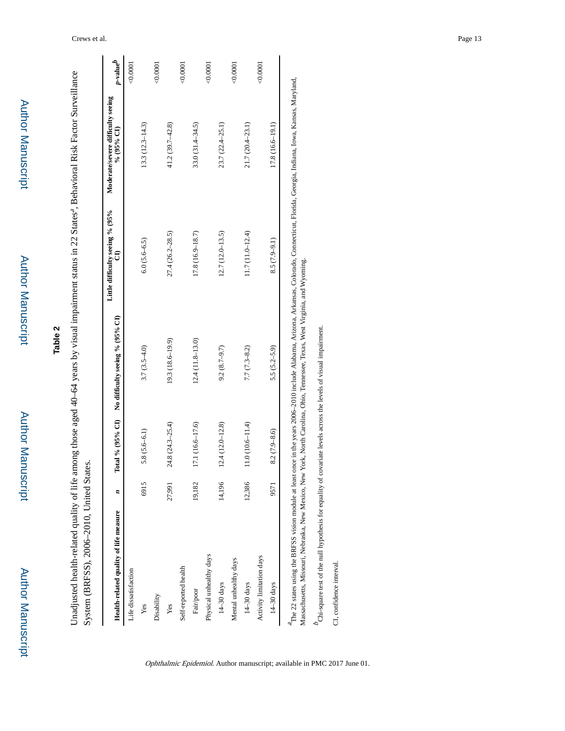## Table 2

Unadjusted health-related quality of life among those aged 40–64 years by visual impairment status in 22 States[a], Behavioral Risk Factor Surveillance System (BRFSS), 2006–2010, United States.

| Health-related quality of life measure | n | Total % (95% CI) | No difficulty seeing % (95% CI) | Little difficulty seeing % (95% CI) | Moderate/severe difficulty seeing % (95% CI) | p-value[b] |
|---|---|---|---|---|---|---|
| Life dissatisfaction | | | | | | <0.0001 |
| Yes | 6915 | 5.8 (5.6–6.1) | 3.7 (3.5–4.0) | 6.0 (5.6–6.5) | 13.3 (12.3–14.3) | |
| Disability | | | | | | <0.0001 |
| Yes | 27,991 | 24.8 (24.3–25.4) | 19.3 (18.6–19.9) | 27.4 (26.2–28.5) | 41.2 (39.7–42.8) | |
| Self-reported health | | | | | | <0.0001 |
| Fair/poor | 19,182 | 17.1 (16.6–17.6) | 12.4 (11.8–13.0) | 17.8 (16.9–18.7) | 33.0 (31.4–34.5) | |
| Physical unhealthy days | | | | | | <0.0001 |
| 14–30 days | 14,196 | 12.4 (12.0–12.8) | 9.2 (8.7–9.7) | 12.7 (12.0–13.5) | 23.7 (22.4–25.1) | |
| Mental unhealthy days | | | | | | <0.0001 |
| 14–30 days | 12,386 | 11.0 (10.6–11.4) | 7.7 (7.3–8.2) | 11.7 (11.0–12.4) | 21.7 (20.4–23.1) | |
| Activity limitation days | | | | | | <0.0001 |
| 14–30 days | 9571 | 8.2 (7.9–8.6) | 5.5 (5.2–5.9) | 8.5 (7.9–9.1) | 17.8 (16.6–19.1) | |

[a]The 22 states using the BRFSS vision module at least once in the years 2006–2010 include Alabama, Arizona, Arkansas, Colorado, Connecticut, Florida, Georgia, Indiana, Iowa, Kansas, Maryland, Massachusetts, Missouri, Nebraska, New Mexico, New York, North Carolina, Ohio, Tennessee, Texas, West Virginia, and Wyoming.

[b]Chi-square test of the null hypothesis for equality of covariate levels across the levels of visual impairment.

CI, confidence interval.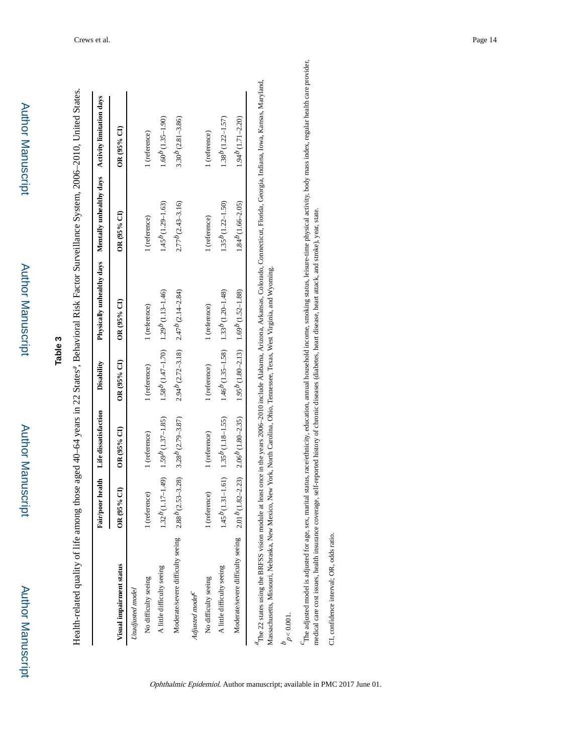**Table 3**

Health-related quality of life among those aged 40–64 years in 22 States[a], Behavioral Risk Factor Surveillance System, 2006–2010, United States.

| | Fair/poor health | Life dissatisfaction | Disability | Physically unhealthy days | Mentally unhealthy days | Activity limitation days |
|---|---|---|---|---|---|---|
| Visual impairment status | OR (95% CI) | OR (95% CI) | OR (95% CI) | OR (95% CI) | OR (95% CI) | OR (95% CI) |
| *Unadjusted model* | | | | | | |
| No difficulty seeing | 1 (reference) | 1 (reference) | 1 (reference) | 1 (reference) | 1 (reference) | 1 (reference) |
| A little difficulty seeing | 1.32[b] (1.17–1.49) | 1.59[b] (1.37–1.85) | 1.58[b] (1.47–1.70) | 1.29[b] (1.13–1.46) | 1.45[b] (1.29–1.63) | 1.60[b] (1.35–1.90) |
| Moderate/severe difficulty seeing | 2.88[b] (2.53–3.28) | 3.28[b] (2.79–3.87) | 2.94[b] (2.72–3.18) | 2.47[b] (2.14–2.84) | 2.77[b] (2.43–3.16) | 3.30[b] (2.81–3.86) |
| *Adjusted model*[c] | | | | | | |
| No difficulty seeing | 1 (reference) | 1 (reference) | 1 (reference) | 1 (reference) | 1 (reference) | 1 (reference) |
| A little difficulty seeing | 1.45[b] (1.31–1.61) | 1.35[b] (1.18–1.55) | 1.46[b] (1.35–1.58) | 1.33[b] (1.20–1.48) | 1.35[b] (1.22–1.50) | 1.38[b] (1.22–1.57) |
| Moderate/severe difficulty seeing | 2.01[b] (1.82–2.23) | 2.06[b] (1.80–2.35) | 1.95[b] (1.80–2.13) | 1.69[b] (1.52–1.88) | 1.84[b] (1.66–2.05) | 1.94[b] (1.71–2.20) |

[a]The 22 states using the BRFSS vision module at least once in the years 2006–2010 include Alabama, Arizona, Arkansas, Colorado, Connecticut, Florida, Georgia, Indiana, Iowa, Kansas, Maryland, Massachusetts, Missouri, Nebraska, New Mexico, New York, North Carolina, Ohio, Tennessee, Texas, West Virginia, and Wyoming.

[b]$p < 0.001$.

[c]The adjusted model is adjusted for age, sex, marital status, race/ethnicity, education, annual household income, smoking status, leisure-time physical activity, body mass index, regular health care provider, medical care cost issues, health insurance coverage, self-reported history of chronic diseases (diabetes, heart disease, heart attack, and stroke), year, state.

CI, confidence interval; OR, odds ratio.